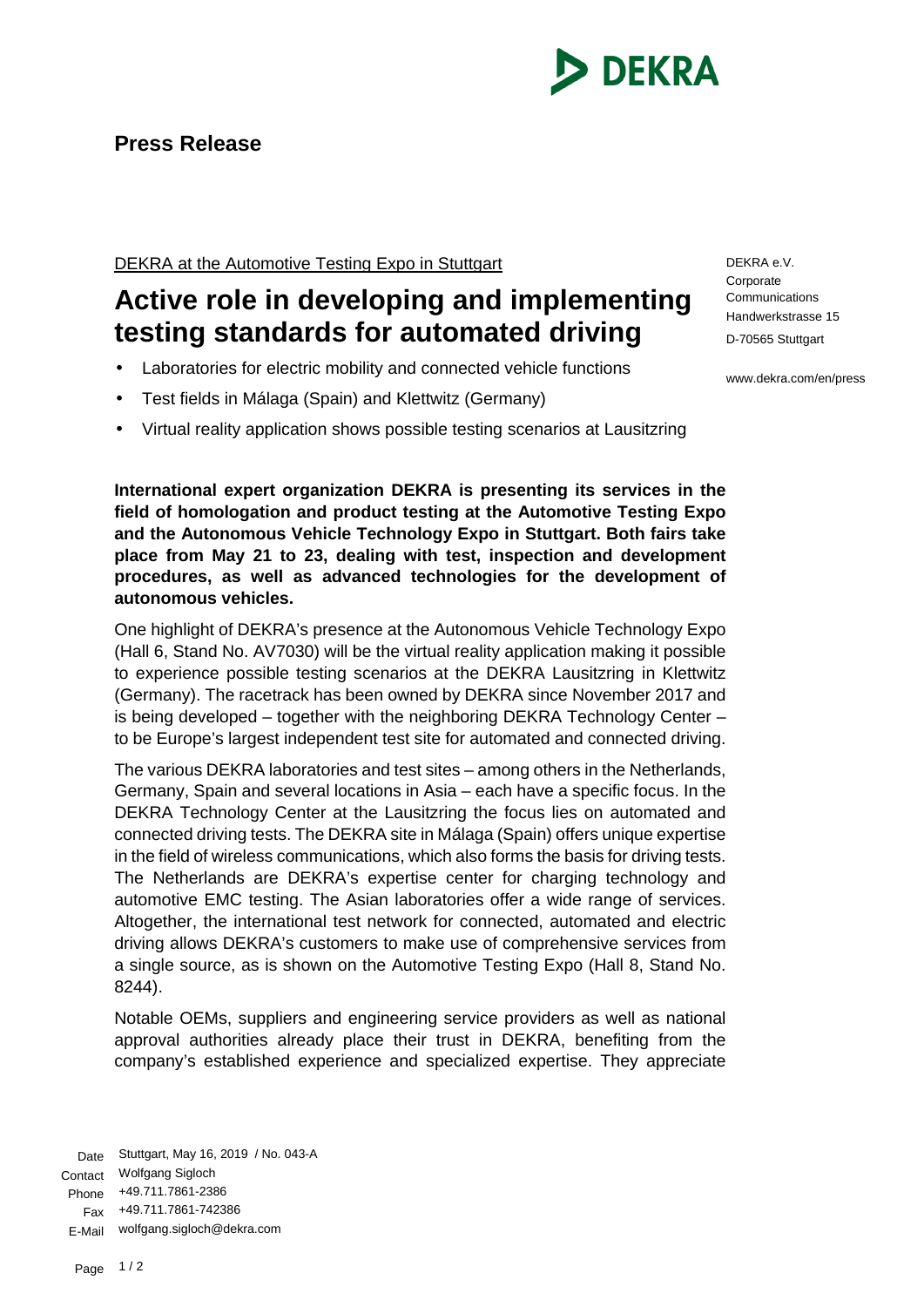**Press Release**

DEKRA at the Automotive Testing Expo in Stuttgart

# Active role in developing and implementing testing standards for automated driving

- Laboratories for electric mobility and connected vehicle functions
- Test fields in Málaga (Spain) and Klettwitz (Germany)
- Virtual reality application shows possible testing scenarios at Lausitzring

DEKRA e.V.
Corporate Communications
Handwerkstrasse 15
D-70565 Stuttgart

www.dekra.com/en/press

**International expert organization DEKRA is presenting its services in the field of homologation and product testing at the Automotive Testing Expo and the Autonomous Vehicle Technology Expo in Stuttgart. Both fairs take place from May 21 to 23, dealing with test, inspection and development procedures, as well as advanced technologies for the development of autonomous vehicles.**

One highlight of DEKRA's presence at the Autonomous Vehicle Technology Expo (Hall 6, Stand No. AV7030) will be the virtual reality application making it possible to experience possible testing scenarios at the DEKRA Lausitzring in Klettwitz (Germany). The racetrack has been owned by DEKRA since November 2017 and is being developed – together with the neighboring DEKRA Technology Center – to be Europe's largest independent test site for automated and connected driving.

The various DEKRA laboratories and test sites – among others in the Netherlands, Germany, Spain and several locations in Asia – each have a specific focus. In the DEKRA Technology Center at the Lausitzring the focus lies on automated and connected driving tests. The DEKRA site in Málaga (Spain) offers unique expertise in the field of wireless communications, which also forms the basis for driving tests. The Netherlands are DEKRA's expertise center for charging technology and automotive EMC testing. The Asian laboratories offer a wide range of services. Altogether, the international test network for connected, automated and electric driving allows DEKRA's customers to make use of comprehensive services from a single source, as is shown on the Automotive Testing Expo (Hall 8, Stand No. 8244).

Notable OEMs, suppliers and engineering service providers as well as national approval authorities already place their trust in DEKRA, benefiting from the company's established experience and specialized expertise. They appreciate

Date: Stuttgart, May 16, 2019 / No. 043-A
Contact: Wolfgang Sigloch
Phone: +49.711.7861-2386
Fax: +49.711.7861-742386
E-Mail: wolfgang.sigloch@dekra.com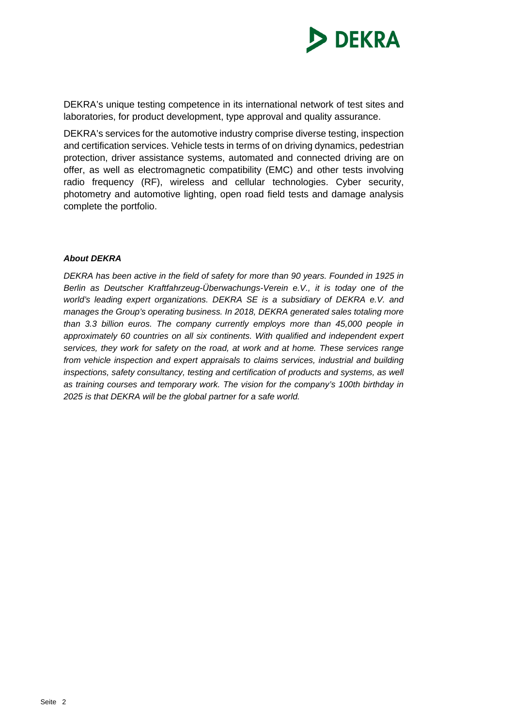DEKRA's unique testing competence in its international network of test sites and laboratories, for product development, type approval and quality assurance.

DEKRA's services for the automotive industry comprise diverse testing, inspection and certification services. Vehicle tests in terms of on driving dynamics, pedestrian protection, driver assistance systems, automated and connected driving are on offer, as well as electromagnetic compatibility (EMC) and other tests involving radio frequency (RF), wireless and cellular technologies. Cyber security, photometry and automotive lighting, open road field tests and damage analysis complete the portfolio.

***About DEKRA***

*DEKRA has been active in the field of safety for more than 90 years. Founded in 1925 in Berlin as Deutscher Kraftfahrzeug-Überwachungs-Verein e.V., it is today one of the world's leading expert organizations. DEKRA SE is a subsidiary of DEKRA e.V. and manages the Group's operating business. In 2018, DEKRA generated sales totaling more than 3.3 billion euros. The company currently employs more than 45,000 people in approximately 60 countries on all six continents. With qualified and independent expert services, they work for safety on the road, at work and at home. These services range from vehicle inspection and expert appraisals to claims services, industrial and building inspections, safety consultancy, testing and certification of products and systems, as well as training courses and temporary work. The vision for the company's 100th birthday in 2025 is that DEKRA will be the global partner for a safe world.*